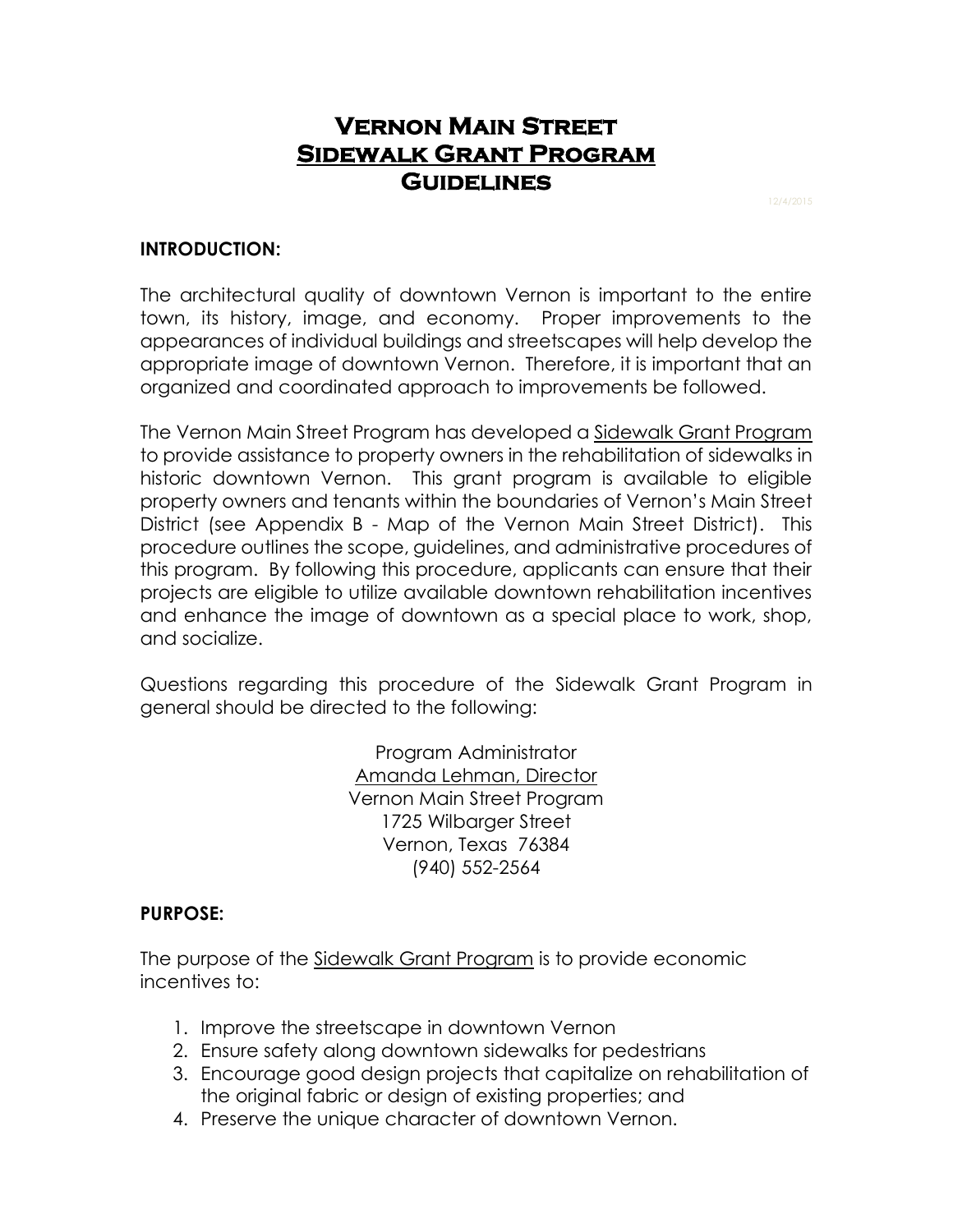# Vernon Main Street
# Sidewalk Grant Program
# Guidelines

12/4/2015

**INTRODUCTION:**

The architectural quality of downtown Vernon is important to the entire town, its history, image, and economy. Proper improvements to the appearances of individual buildings and streetscapes will help develop the appropriate image of downtown Vernon. Therefore, it is important that an organized and coordinated approach to improvements be followed.

The Vernon Main Street Program has developed a Sidewalk Grant Program to provide assistance to property owners in the rehabilitation of sidewalks in historic downtown Vernon. This grant program is available to eligible property owners and tenants within the boundaries of Vernon's Main Street District (see Appendix B - Map of the Vernon Main Street District). This procedure outlines the scope, guidelines, and administrative procedures of this program. By following this procedure, applicants can ensure that their projects are eligible to utilize available downtown rehabilitation incentives and enhance the image of downtown as a special place to work, shop, and socialize.

Questions regarding this procedure of the Sidewalk Grant Program in general should be directed to the following:

Program Administrator
Amanda Lehman, Director
Vernon Main Street Program
1725 Wilbarger Street
Vernon, Texas 76384
(940) 552-2564

**PURPOSE:**

The purpose of the Sidewalk Grant Program is to provide economic incentives to:

1. Improve the streetscape in downtown Vernon
2. Ensure safety along downtown sidewalks for pedestrians
3. Encourage good design projects that capitalize on rehabilitation of the original fabric or design of existing properties; and
4. Preserve the unique character of downtown Vernon.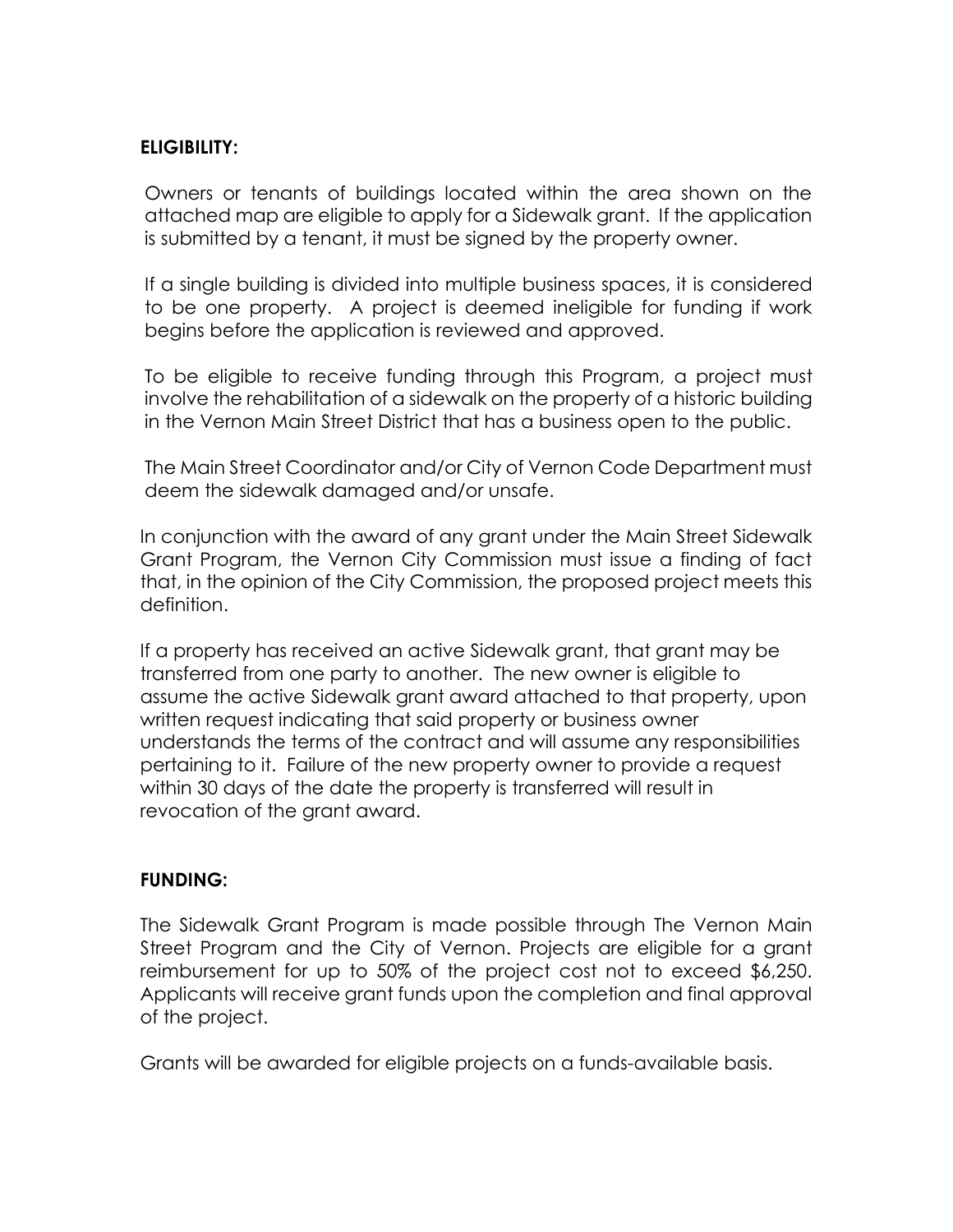**ELIGIBILITY:**

Owners or tenants of buildings located within the area shown on the attached map are eligible to apply for a Sidewalk grant. If the application is submitted by a tenant, it must be signed by the property owner.

If a single building is divided into multiple business spaces, it is considered to be one property. A project is deemed ineligible for funding if work begins before the application is reviewed and approved.

To be eligible to receive funding through this Program, a project must involve the rehabilitation of a sidewalk on the property of a historic building in the Vernon Main Street District that has a business open to the public.

The Main Street Coordinator and/or City of Vernon Code Department must deem the sidewalk damaged and/or unsafe.

In conjunction with the award of any grant under the Main Street Sidewalk Grant Program, the Vernon City Commission must issue a finding of fact that, in the opinion of the City Commission, the proposed project meets this definition.

If a property has received an active Sidewalk grant, that grant may be transferred from one party to another. The new owner is eligible to assume the active Sidewalk grant award attached to that property, upon written request indicating that said property or business owner understands the terms of the contract and will assume any responsibilities pertaining to it. Failure of the new property owner to provide a request within 30 days of the date the property is transferred will result in revocation of the grant award.

**FUNDING:**

The Sidewalk Grant Program is made possible through The Vernon Main Street Program and the City of Vernon. Projects are eligible for a grant reimbursement for up to 50% of the project cost not to exceed $6,250. Applicants will receive grant funds upon the completion and final approval of the project.

Grants will be awarded for eligible projects on a funds-available basis.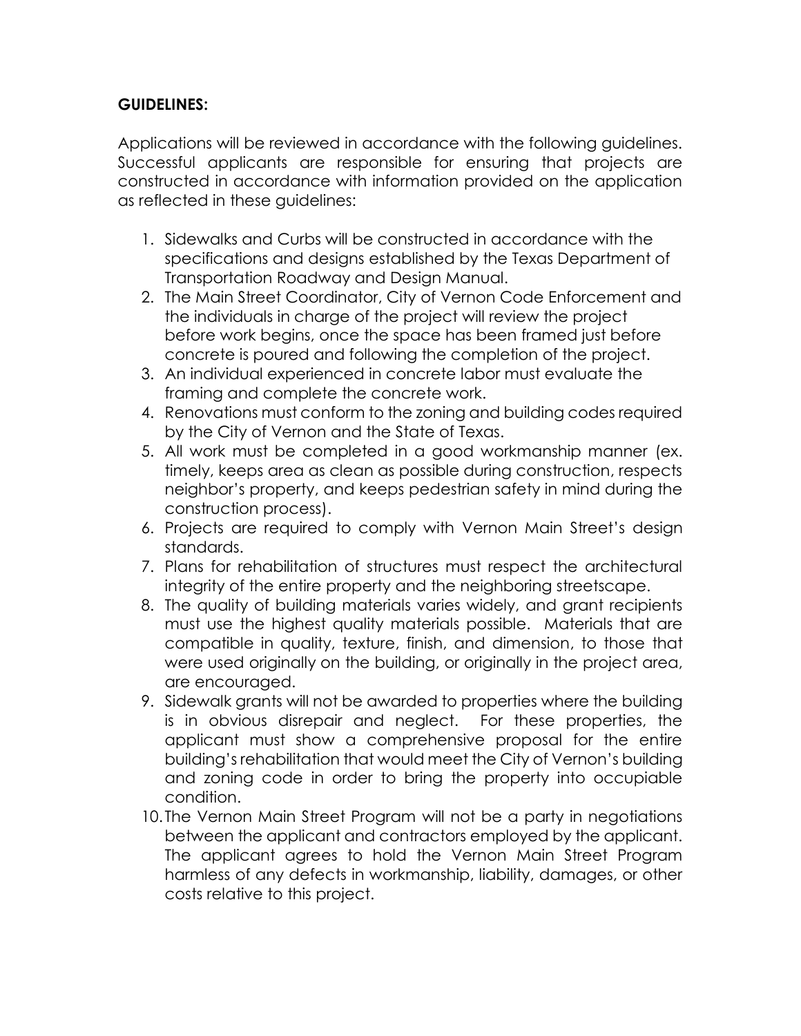**GUIDELINES:**

Applications will be reviewed in accordance with the following guidelines. Successful applicants are responsible for ensuring that projects are constructed in accordance with information provided on the application as reflected in these guidelines:

1. Sidewalks and Curbs will be constructed in accordance with the specifications and designs established by the Texas Department of Transportation Roadway and Design Manual.
2. The Main Street Coordinator, City of Vernon Code Enforcement and the individuals in charge of the project will review the project before work begins, once the space has been framed just before concrete is poured and following the completion of the project.
3. An individual experienced in concrete labor must evaluate the framing and complete the concrete work.
4. Renovations must conform to the zoning and building codes required by the City of Vernon and the State of Texas.
5. All work must be completed in a good workmanship manner (ex. timely, keeps area as clean as possible during construction, respects neighbor's property, and keeps pedestrian safety in mind during the construction process).
6. Projects are required to comply with Vernon Main Street's design standards.
7. Plans for rehabilitation of structures must respect the architectural integrity of the entire property and the neighboring streetscape.
8. The quality of building materials varies widely, and grant recipients must use the highest quality materials possible. Materials that are compatible in quality, texture, finish, and dimension, to those that were used originally on the building, or originally in the project area, are encouraged.
9. Sidewalk grants will not be awarded to properties where the building is in obvious disrepair and neglect. For these properties, the applicant must show a comprehensive proposal for the entire building's rehabilitation that would meet the City of Vernon's building and zoning code in order to bring the property into occupiable condition.
10. The Vernon Main Street Program will not be a party in negotiations between the applicant and contractors employed by the applicant. The applicant agrees to hold the Vernon Main Street Program harmless of any defects in workmanship, liability, damages, or other costs relative to this project.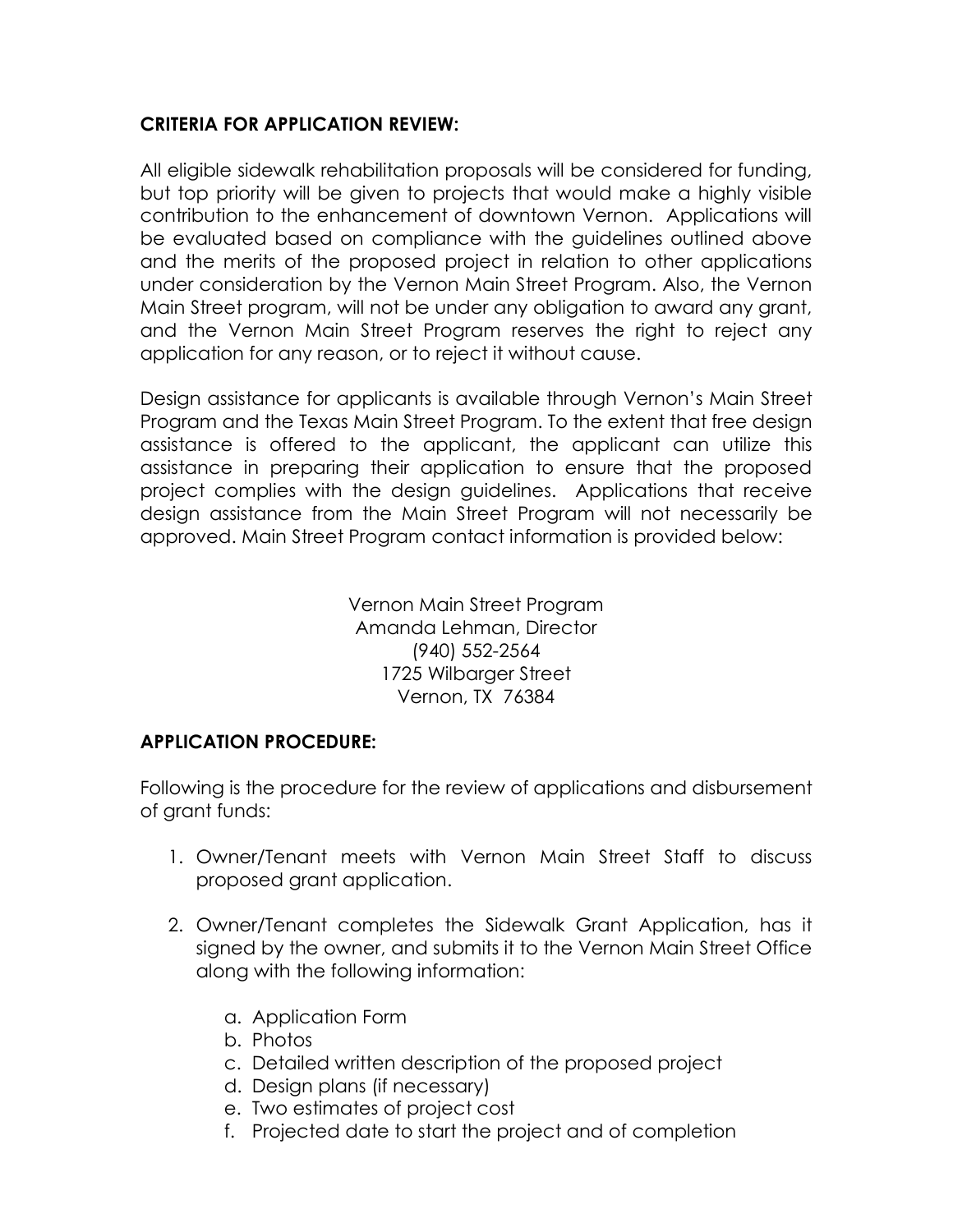**CRITERIA FOR APPLICATION REVIEW:**

All eligible sidewalk rehabilitation proposals will be considered for funding, but top priority will be given to projects that would make a highly visible contribution to the enhancement of downtown Vernon. Applications will be evaluated based on compliance with the guidelines outlined above and the merits of the proposed project in relation to other applications under consideration by the Vernon Main Street Program. Also, the Vernon Main Street program, will not be under any obligation to award any grant, and the Vernon Main Street Program reserves the right to reject any application for any reason, or to reject it without cause.

Design assistance for applicants is available through Vernon's Main Street Program and the Texas Main Street Program. To the extent that free design assistance is offered to the applicant, the applicant can utilize this assistance in preparing their application to ensure that the proposed project complies with the design guidelines. Applications that receive design assistance from the Main Street Program will not necessarily be approved. Main Street Program contact information is provided below:

Vernon Main Street Program
Amanda Lehman, Director
(940) 552-2564
1725 Wilbarger Street
Vernon, TX 76384

**APPLICATION PROCEDURE:**

Following is the procedure for the review of applications and disbursement of grant funds:

1. Owner/Tenant meets with Vernon Main Street Staff to discuss proposed grant application.

2. Owner/Tenant completes the Sidewalk Grant Application, has it signed by the owner, and submits it to the Vernon Main Street Office along with the following information:

   a. Application Form
   b. Photos
   c. Detailed written description of the proposed project
   d. Design plans (if necessary)
   e. Two estimates of project cost
   f. Projected date to start the project and of completion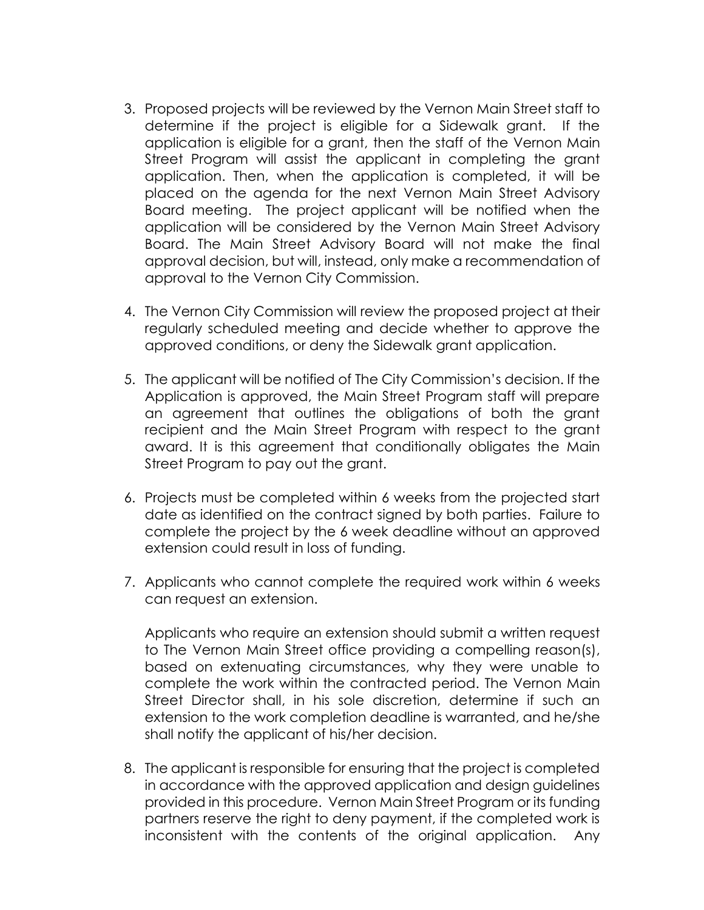3. Proposed projects will be reviewed by the Vernon Main Street staff to determine if the project is eligible for a Sidewalk grant. If the application is eligible for a grant, then the staff of the Vernon Main Street Program will assist the applicant in completing the grant application. Then, when the application is completed, it will be placed on the agenda for the next Vernon Main Street Advisory Board meeting. The project applicant will be notified when the application will be considered by the Vernon Main Street Advisory Board. The Main Street Advisory Board will not make the final approval decision, but will, instead, only make a recommendation of approval to the Vernon City Commission.

4. The Vernon City Commission will review the proposed project at their regularly scheduled meeting and decide whether to approve the approved conditions, or deny the Sidewalk grant application.

5. The applicant will be notified of The City Commission's decision. If the Application is approved, the Main Street Program staff will prepare an agreement that outlines the obligations of both the grant recipient and the Main Street Program with respect to the grant award. It is this agreement that conditionally obligates the Main Street Program to pay out the grant.

6. Projects must be completed within 6 weeks from the projected start date as identified on the contract signed by both parties. Failure to complete the project by the 6 week deadline without an approved extension could result in loss of funding.

7. Applicants who cannot complete the required work within 6 weeks can request an extension.

   Applicants who require an extension should submit a written request to The Vernon Main Street office providing a compelling reason(s), based on extenuating circumstances, why they were unable to complete the work within the contracted period. The Vernon Main Street Director shall, in his sole discretion, determine if such an extension to the work completion deadline is warranted, and he/she shall notify the applicant of his/her decision.

8. The applicant is responsible for ensuring that the project is completed in accordance with the approved application and design guidelines provided in this procedure. Vernon Main Street Program or its funding partners reserve the right to deny payment, if the completed work is inconsistent with the contents of the original application. Any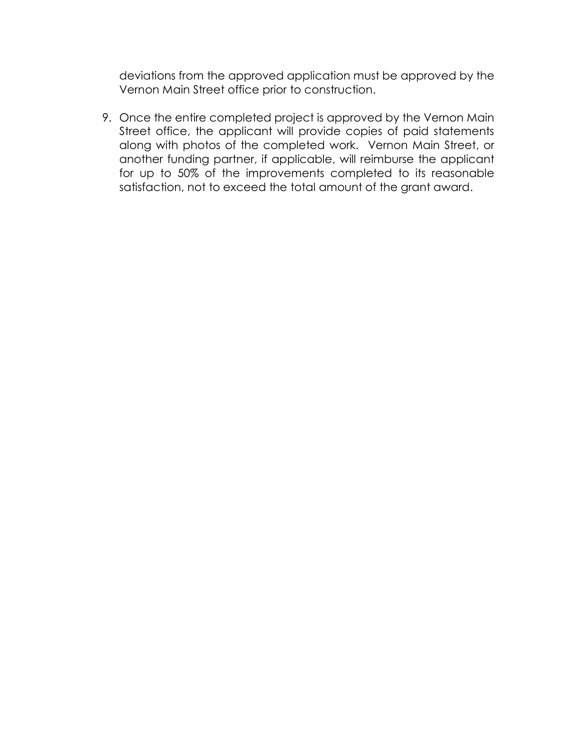deviations from the approved application must be approved by the Vernon Main Street office prior to construction.

9. Once the entire completed project is approved by the Vernon Main Street office, the applicant will provide copies of paid statements along with photos of the completed work. Vernon Main Street, or another funding partner, if applicable, will reimburse the applicant for up to 50% of the improvements completed to its reasonable satisfaction, not to exceed the total amount of the grant award.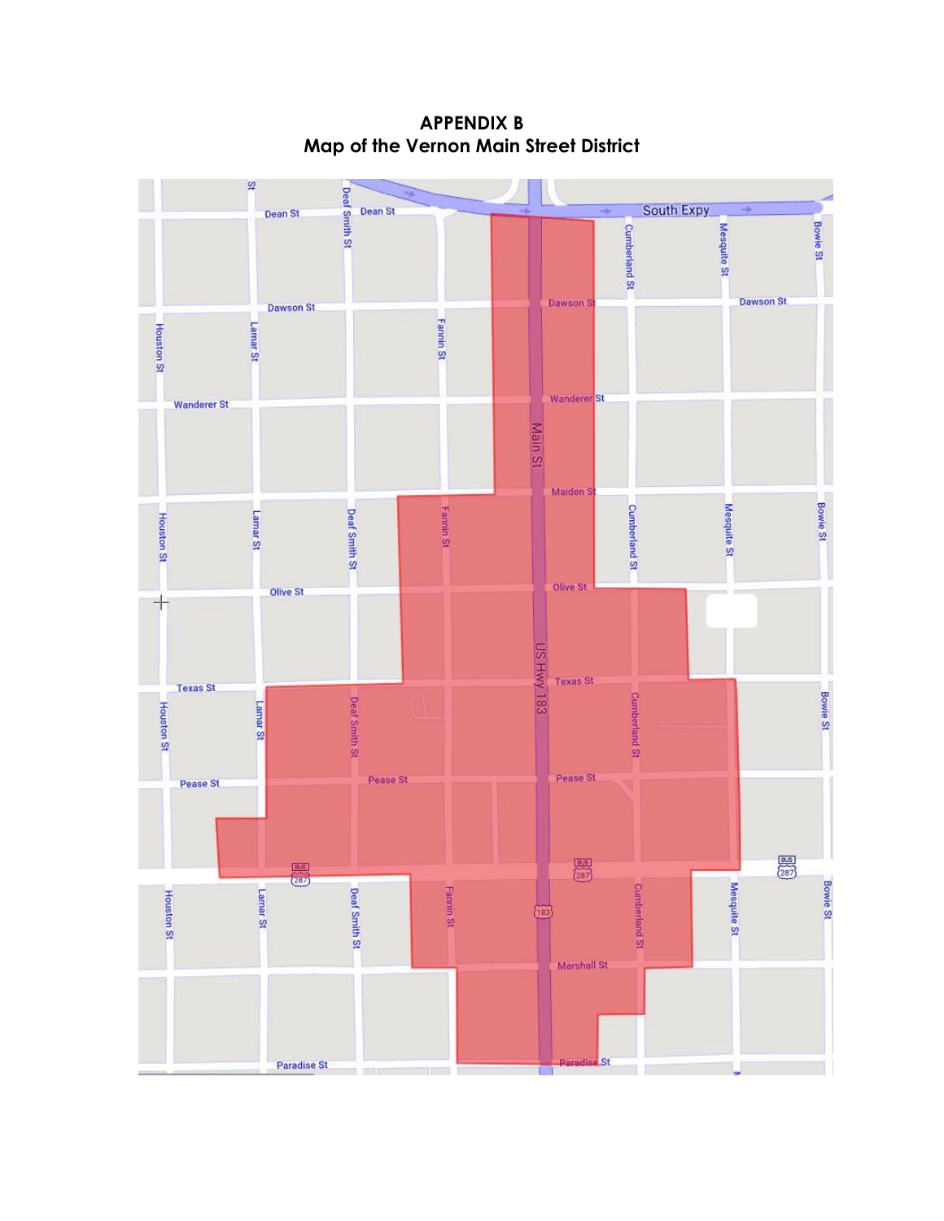# APPENDIX B
## Map of the Vernon Main Street District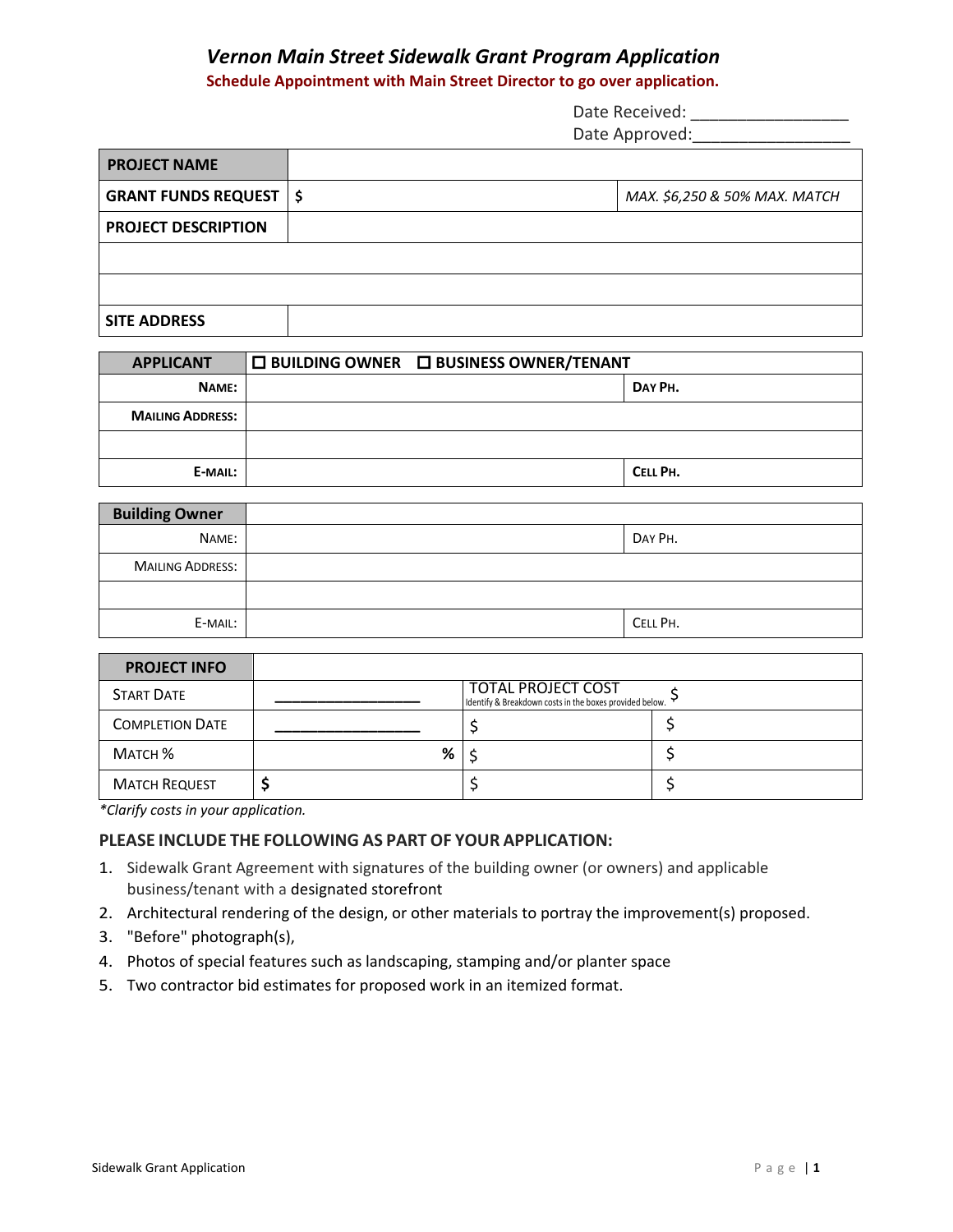# Vernon Main Street Sidewalk Grant Program Application

**Schedule Appointment with Main Street Director to go over application.**

Date Received: _________________
Date Approved:_________________

| PROJECT NAME | | |
|---|---|---|
| GRANT FUNDS REQUEST | $ | *MAX. $6,250 & 50% MAX. MATCH* |
| PROJECT DESCRIPTION | | |
| | | |
| | | |
| SITE ADDRESS | | |

| APPLICANT | ☐ BUILDING OWNER ☐ BUSINESS OWNER/TENANT | |
|---|---|---|
| NAME: | | DAY PH. |
| MAILING ADDRESS: | | |
| | | |
| E-MAIL: | | CELL PH. |

| Building Owner | | |
|---|---|---|
| NAME: | | DAY PH. |
| MAILING ADDRESS: | | |
| | | |
| E-MAIL: | | CELL PH. |

| PROJECT INFO | | | |
|---|---|---|---|
| START DATE | _______________ | TOTAL PROJECT COST<br>Identify & Breakdown costs in the boxes provided below. | $ |
| COMPLETION DATE | _______________ | $ | $ |
| MATCH % | % | $ | $ |
| MATCH REQUEST | $ | $ | $ |

*\*Clarify costs in your application.*

**PLEASE INCLUDE THE FOLLOWING AS PART OF YOUR APPLICATION:**

1. Sidewalk Grant Agreement with signatures of the building owner (or owners) and applicable business/tenant with a designated storefront
2. Architectural rendering of the design, or other materials to portray the improvement(s) proposed.
3. "Before" photograph(s),
4. Photos of special features such as landscaping, stamping and/or planter space
5. Two contractor bid estimates for proposed work in an itemized format.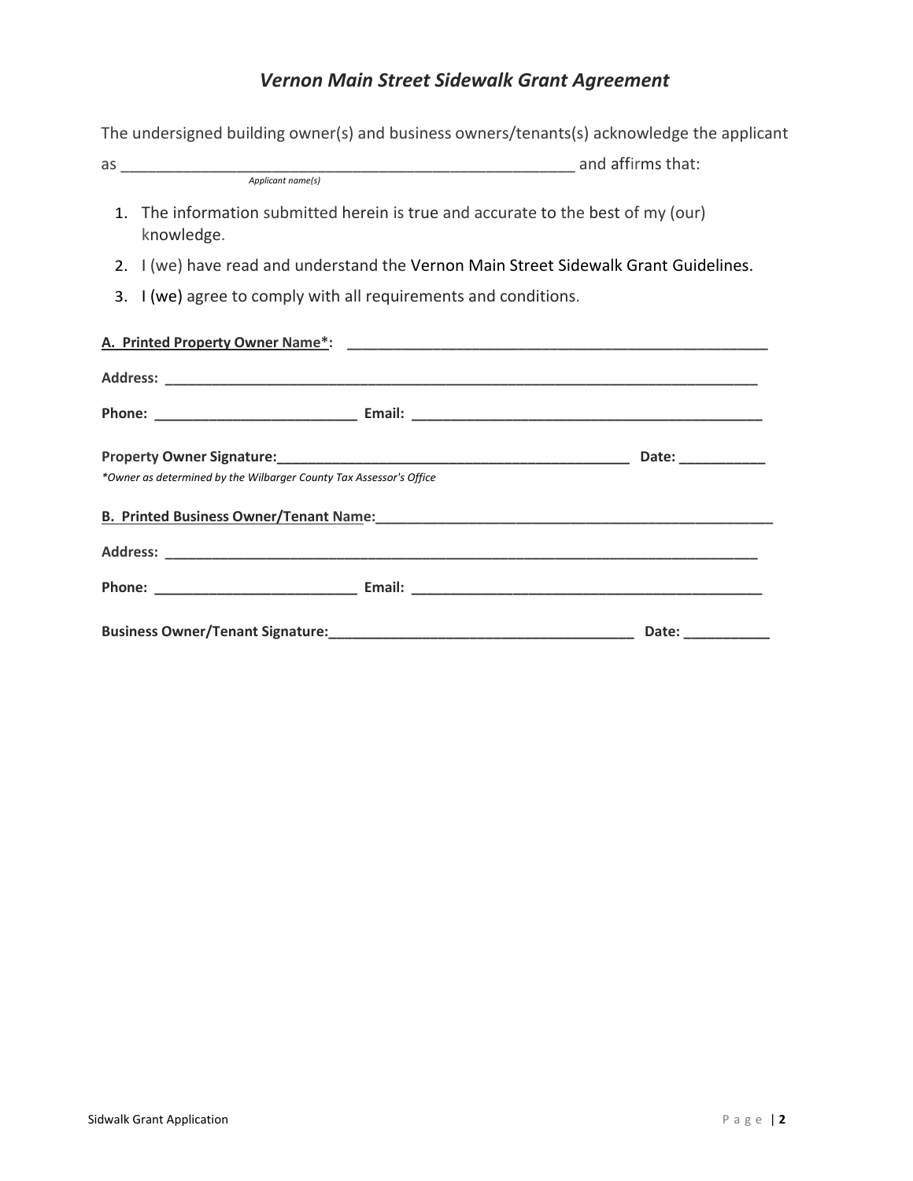# *Vernon Main Street Sidewalk Grant Agreement*

The undersigned building owner(s) and business owners/tenants(s) acknowledge the applicant as ____________________________________________________ and affirms that:

*Applicant name(s)*

1. The information submitted herein is true and accurate to the best of my (our) knowledge.
2. I (we) have read and understand the Vernon Main Street Sidewalk Grant Guidelines.
3. I (we) agree to comply with all requirements and conditions.

**A. Printed Property Owner Name*:** ______________________________________________________

**Address:** ________________________________________________________________________________

**Phone:** __________________________ **Email:** ______________________________________________

**Property Owner Signature:**_______________________________________________ **Date:** ___________

*\*Owner as determined by the Wilbarger County Tax Assessor's Office*

**B. Printed Business Owner/Tenant Name:**_____________________________________________________

**Address:** ________________________________________________________________________________

**Phone:** __________________________ **Email:** ______________________________________________

**Business Owner/Tenant Signature:**_______________________________________ **Date:** ___________